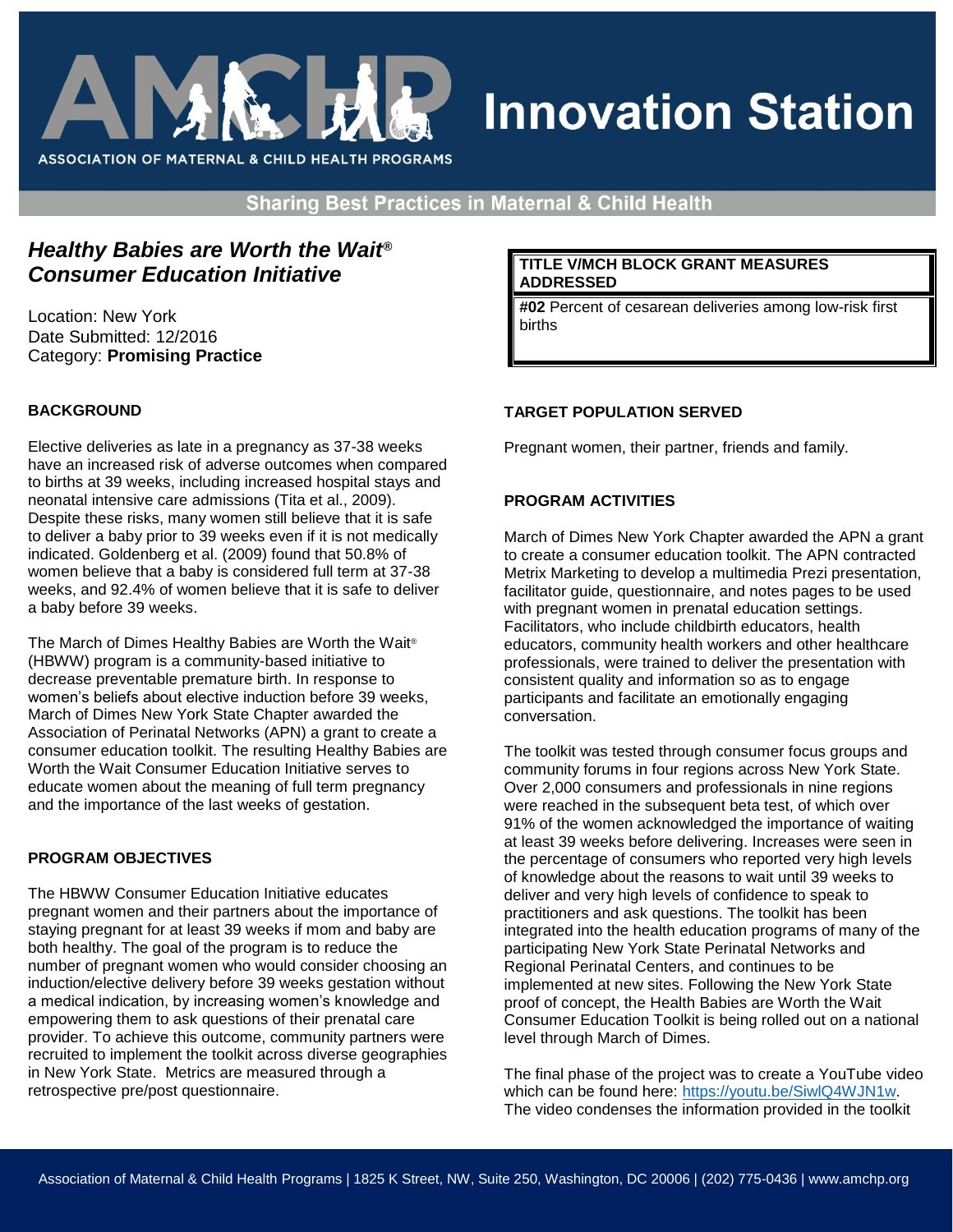# Innovation Station

ASSOCIATION OF MATERNAL & CHILD HEALTH PROGRAMS

Sharing Best Practices in Maternal & Child Health

## *Healthy Babies are Worth the Wait® Consumer Education Initiative*

Location: New York
Date Submitted: 12/2016
Category: **Promising Practice**

| TITLE V/MCH BLOCK GRANT MEASURES ADDRESSED |
| --- |
| **#02** Percent of cesarean deliveries among low-risk first births |

### BACKGROUND

Elective deliveries as late in a pregnancy as 37-38 weeks have an increased risk of adverse outcomes when compared to births at 39 weeks, including increased hospital stays and neonatal intensive care admissions (Tita et al., 2009). Despite these risks, many women still believe that it is safe to deliver a baby prior to 39 weeks even if it is not medically indicated. Goldenberg et al. (2009) found that 50.8% of women believe that a baby is considered full term at 37-38 weeks, and 92.4% of women believe that it is safe to deliver a baby before 39 weeks.

The March of Dimes Healthy Babies are Worth the Wait® (HBWW) program is a community-based initiative to decrease preventable premature birth. In response to women's beliefs about elective induction before 39 weeks, March of Dimes New York State Chapter awarded the Association of Perinatal Networks (APN) a grant to create a consumer education toolkit. The resulting Healthy Babies are Worth the Wait Consumer Education Initiative serves to educate women about the meaning of full term pregnancy and the importance of the last weeks of gestation.

### PROGRAM OBJECTIVES

The HBWW Consumer Education Initiative educates pregnant women and their partners about the importance of staying pregnant for at least 39 weeks if mom and baby are both healthy. The goal of the program is to reduce the number of pregnant women who would consider choosing an induction/elective delivery before 39 weeks gestation without a medical indication, by increasing women's knowledge and empowering them to ask questions of their prenatal care provider. To achieve this outcome, community partners were recruited to implement the toolkit across diverse geographies in New York State. Metrics are measured through a retrospective pre/post questionnaire.

### TARGET POPULATION SERVED

Pregnant women, their partner, friends and family.

### PROGRAM ACTIVITIES

March of Dimes New York Chapter awarded the APN a grant to create a consumer education toolkit. The APN contracted Metrix Marketing to develop a multimedia Prezi presentation, facilitator guide, questionnaire, and notes pages to be used with pregnant women in prenatal education settings. Facilitators, who include childbirth educators, health educators, community health workers and other healthcare professionals, were trained to deliver the presentation with consistent quality and information so as to engage participants and facilitate an emotionally engaging conversation.

The toolkit was tested through consumer focus groups and community forums in four regions across New York State. Over 2,000 consumers and professionals in nine regions were reached in the subsequent beta test, of which over 91% of the women acknowledged the importance of waiting at least 39 weeks before delivering. Increases were seen in the percentage of consumers who reported very high levels of knowledge about the reasons to wait until 39 weeks to deliver and very high levels of confidence to speak to practitioners and ask questions. The toolkit has been integrated into the health education programs of many of the participating New York State Perinatal Networks and Regional Perinatal Centers, and continues to be implemented at new sites. Following the New York State proof of concept, the Health Babies are Worth the Wait Consumer Education Toolkit is being rolled out on a national level through March of Dimes.

The final phase of the project was to create a YouTube video which can be found here: https://youtu.be/SiwlQ4WJN1w. The video condenses the information provided in the toolkit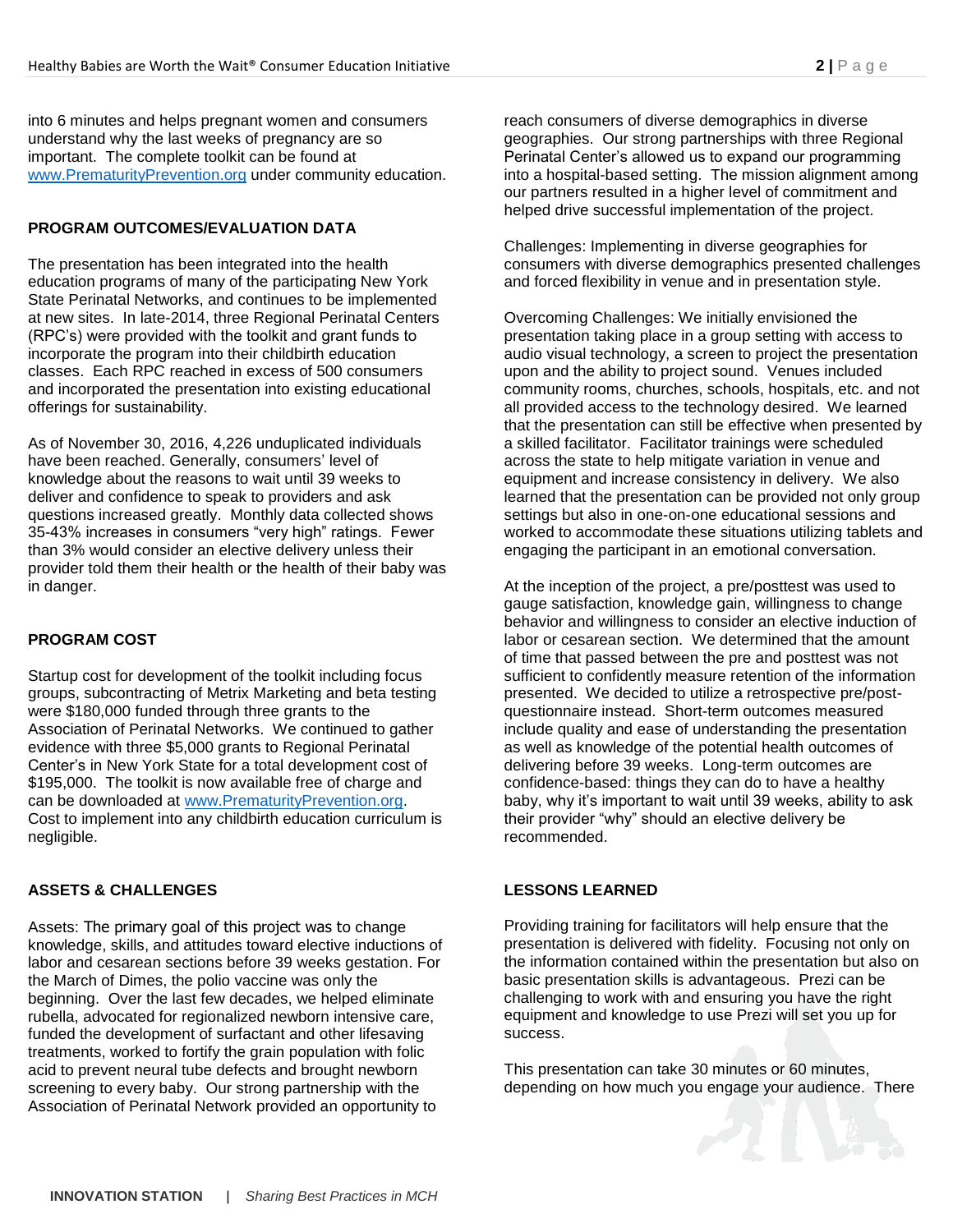into 6 minutes and helps pregnant women and consumers understand why the last weeks of pregnancy are so important. The complete toolkit can be found at www.PrematurityPrevention.org under community education.

## PROGRAM OUTCOMES/EVALUATION DATA

The presentation has been integrated into the health education programs of many of the participating New York State Perinatal Networks, and continues to be implemented at new sites. In late-2014, three Regional Perinatal Centers (RPC's) were provided with the toolkit and grant funds to incorporate the program into their childbirth education classes. Each RPC reached in excess of 500 consumers and incorporated the presentation into existing educational offerings for sustainability.

As of November 30, 2016, 4,226 unduplicated individuals have been reached. Generally, consumers' level of knowledge about the reasons to wait until 39 weeks to deliver and confidence to speak to providers and ask questions increased greatly. Monthly data collected shows 35-43% increases in consumers "very high" ratings. Fewer than 3% would consider an elective delivery unless their provider told them their health or the health of their baby was in danger.

## PROGRAM COST

Startup cost for development of the toolkit including focus groups, subcontracting of Metrix Marketing and beta testing were $180,000 funded through three grants to the Association of Perinatal Networks. We continued to gather evidence with three $5,000 grants to Regional Perinatal Center's in New York State for a total development cost of $195,000. The toolkit is now available free of charge and can be downloaded at www.PrematurityPrevention.org. Cost to implement into any childbirth education curriculum is negligible.

## ASSETS & CHALLENGES

Assets: The primary goal of this project was to change knowledge, skills, and attitudes toward elective inductions of labor and cesarean sections before 39 weeks gestation. For the March of Dimes, the polio vaccine was only the beginning. Over the last few decades, we helped eliminate rubella, advocated for regionalized newborn intensive care, funded the development of surfactant and other lifesaving treatments, worked to fortify the grain population with folic acid to prevent neural tube defects and brought newborn screening to every baby. Our strong partnership with the Association of Perinatal Network provided an opportunity to reach consumers of diverse demographics in diverse geographies. Our strong partnerships with three Regional Perinatal Center's allowed us to expand our programming into a hospital-based setting. The mission alignment among our partners resulted in a higher level of commitment and helped drive successful implementation of the project.

Challenges: Implementing in diverse geographies for consumers with diverse demographics presented challenges and forced flexibility in venue and in presentation style.

Overcoming Challenges: We initially envisioned the presentation taking place in a group setting with access to audio visual technology, a screen to project the presentation upon and the ability to project sound. Venues included community rooms, churches, schools, hospitals, etc. and not all provided access to the technology desired. We learned that the presentation can still be effective when presented by a skilled facilitator. Facilitator trainings were scheduled across the state to help mitigate variation in venue and equipment and increase consistency in delivery. We also learned that the presentation can be provided not only group settings but also in one-on-one educational sessions and worked to accommodate these situations utilizing tablets and engaging the participant in an emotional conversation.

At the inception of the project, a pre/posttest was used to gauge satisfaction, knowledge gain, willingness to change behavior and willingness to consider an elective induction of labor or cesarean section. We determined that the amount of time that passed between the pre and posttest was not sufficient to confidently measure retention of the information presented. We decided to utilize a retrospective pre/post-questionnaire instead. Short-term outcomes measured include quality and ease of understanding the presentation as well as knowledge of the potential health outcomes of delivering before 39 weeks. Long-term outcomes are confidence-based: things they can do to have a healthy baby, why it's important to wait until 39 weeks, ability to ask their provider "why" should an elective delivery be recommended.

## LESSONS LEARNED

Providing training for facilitators will help ensure that the presentation is delivered with fidelity. Focusing not only on the information contained within the presentation but also on basic presentation skills is advantageous. Prezi can be challenging to work with and ensuring you have the right equipment and knowledge to use Prezi will set you up for success.

This presentation can take 30 minutes or 60 minutes, depending on how much you engage your audience. There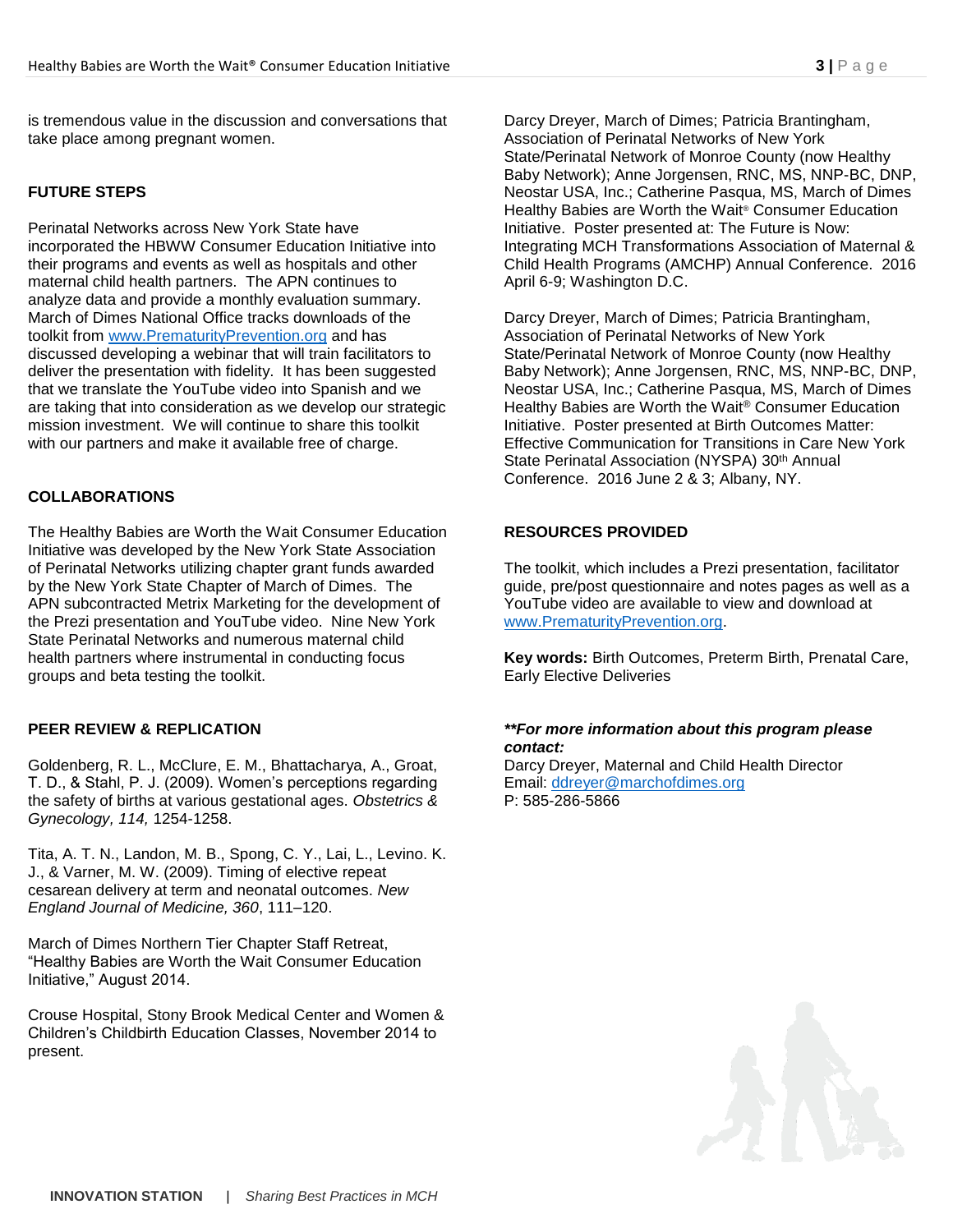is tremendous value in the discussion and conversations that take place among pregnant women.

## FUTURE STEPS

Perinatal Networks across New York State have incorporated the HBWW Consumer Education Initiative into their programs and events as well as hospitals and other maternal child health partners. The APN continues to analyze data and provide a monthly evaluation summary. March of Dimes National Office tracks downloads of the toolkit from www.PrematurityPrevention.org and has discussed developing a webinar that will train facilitators to deliver the presentation with fidelity. It has been suggested that we translate the YouTube video into Spanish and we are taking that into consideration as we develop our strategic mission investment. We will continue to share this toolkit with our partners and make it available free of charge.

## COLLABORATIONS

The Healthy Babies are Worth the Wait Consumer Education Initiative was developed by the New York State Association of Perinatal Networks utilizing chapter grant funds awarded by the New York State Chapter of March of Dimes. The APN subcontracted Metrix Marketing for the development of the Prezi presentation and YouTube video. Nine New York State Perinatal Networks and numerous maternal child health partners where instrumental in conducting focus groups and beta testing the toolkit.

## PEER REVIEW & REPLICATION

Goldenberg, R. L., McClure, E. M., Bhattacharya, A., Groat, T. D., & Stahl, P. J. (2009). Women's perceptions regarding the safety of births at various gestational ages. *Obstetrics & Gynecology, 114,* 1254-1258.

Tita, A. T. N., Landon, M. B., Spong, C. Y., Lai, L., Levino. K. J., & Varner, M. W. (2009). Timing of elective repeat cesarean delivery at term and neonatal outcomes. *New England Journal of Medicine, 360*, 111–120.

March of Dimes Northern Tier Chapter Staff Retreat, "Healthy Babies are Worth the Wait Consumer Education Initiative," August 2014.

Crouse Hospital, Stony Brook Medical Center and Women & Children's Childbirth Education Classes, November 2014 to present.

Darcy Dreyer, March of Dimes; Patricia Brantingham, Association of Perinatal Networks of New York State/Perinatal Network of Monroe County (now Healthy Baby Network); Anne Jorgensen, RNC, MS, NNP-BC, DNP, Neostar USA, Inc.; Catherine Pasqua, MS, March of Dimes Healthy Babies are Worth the Wait® Consumer Education Initiative. Poster presented at: The Future is Now: Integrating MCH Transformations Association of Maternal & Child Health Programs (AMCHP) Annual Conference. 2016 April 6-9; Washington D.C.

Darcy Dreyer, March of Dimes; Patricia Brantingham, Association of Perinatal Networks of New York State/Perinatal Network of Monroe County (now Healthy Baby Network); Anne Jorgensen, RNC, MS, NNP-BC, DNP, Neostar USA, Inc.; Catherine Pasqua, MS, March of Dimes Healthy Babies are Worth the Wait® Consumer Education Initiative. Poster presented at Birth Outcomes Matter: Effective Communication for Transitions in Care New York State Perinatal Association (NYSPA) 30th Annual Conference. 2016 June 2 & 3; Albany, NY.

## RESOURCES PROVIDED

The toolkit, which includes a Prezi presentation, facilitator guide, pre/post questionnaire and notes pages as well as a YouTube video are available to view and download at www.PrematurityPrevention.org.

**Key words:** Birth Outcomes, Preterm Birth, Prenatal Care, Early Elective Deliveries

***\*\*For more information about this program please contact:***
Darcy Dreyer, Maternal and Child Health Director
Email: ddreyer@marchofdimes.org
P: 585-286-5866